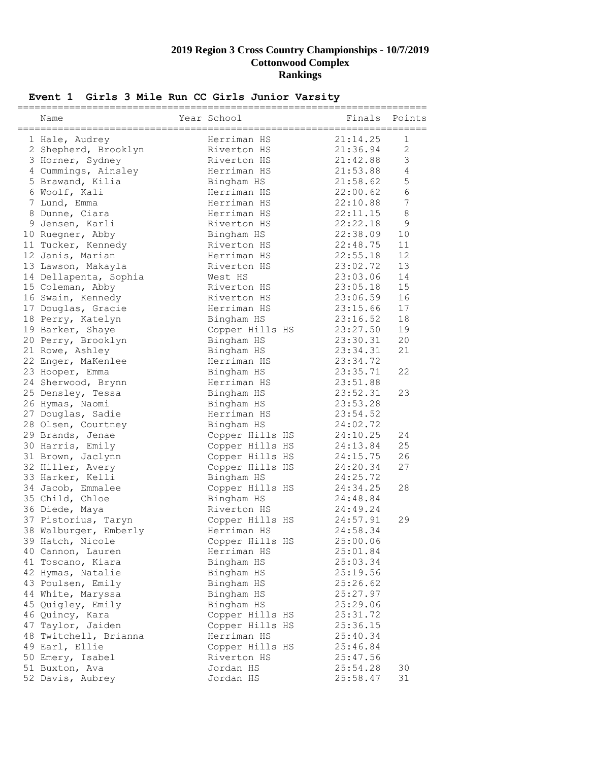# 2019 Region 3 Cross Country Championships - 10/7/2019
## Cottonwood Complex
## Rankings

### Event 1 Girls 3 Mile Run CC Girls Junior Varsity

| | Name | Year | School | Finals | Points |
|---|---|---|---|---|---|
| 1 | Hale, Audrey | | Herriman HS | 21:14.25 | 1 |
| 2 | Shepherd, Brooklyn | | Riverton HS | 21:36.94 | 2 |
| 3 | Horner, Sydney | | Riverton HS | 21:42.88 | 3 |
| 4 | Cummings, Ainsley | | Herriman HS | 21:53.88 | 4 |
| 5 | Brawand, Kilia | | Bingham HS | 21:58.62 | 5 |
| 6 | Woolf, Kali | | Herriman HS | 22:00.62 | 6 |
| 7 | Lund, Emma | | Herriman HS | 22:10.88 | 7 |
| 8 | Dunne, Ciara | | Herriman HS | 22:11.15 | 8 |
| 9 | Jensen, Karli | | Riverton HS | 22:22.18 | 9 |
| 10 | Ruegner, Abby | | Bingham HS | 22:38.09 | 10 |
| 11 | Tucker, Kennedy | | Riverton HS | 22:48.75 | 11 |
| 12 | Janis, Marian | | Herriman HS | 22:55.18 | 12 |
| 13 | Lawson, Makayla | | Riverton HS | 23:02.72 | 13 |
| 14 | Dellapenta, Sophia | | West HS | 23:03.06 | 14 |
| 15 | Coleman, Abby | | Riverton HS | 23:05.18 | 15 |
| 16 | Swain, Kennedy | | Riverton HS | 23:06.59 | 16 |
| 17 | Douglas, Gracie | | Herriman HS | 23:15.66 | 17 |
| 18 | Perry, Katelyn | | Bingham HS | 23:16.52 | 18 |
| 19 | Barker, Shaye | | Copper Hills HS | 23:27.50 | 19 |
| 20 | Perry, Brooklyn | | Bingham HS | 23:30.31 | 20 |
| 21 | Rowe, Ashley | | Bingham HS | 23:34.31 | 21 |
| 22 | Enger, MaKenlee | | Herriman HS | 23:34.72 | |
| 23 | Hooper, Emma | | Bingham HS | 23:35.71 | 22 |
| 24 | Sherwood, Brynn | | Herriman HS | 23:51.88 | |
| 25 | Densley, Tessa | | Bingham HS | 23:52.31 | 23 |
| 26 | Hymas, Naomi | | Bingham HS | 23:53.28 | |
| 27 | Douglas, Sadie | | Herriman HS | 23:54.52 | |
| 28 | Olsen, Courtney | | Bingham HS | 24:02.72 | |
| 29 | Brands, Jenae | | Copper Hills HS | 24:10.25 | 24 |
| 30 | Harris, Emily | | Copper Hills HS | 24:13.84 | 25 |
| 31 | Brown, Jaclynn | | Copper Hills HS | 24:15.75 | 26 |
| 32 | Hiller, Avery | | Copper Hills HS | 24:20.34 | 27 |
| 33 | Harker, Kelli | | Bingham HS | 24:25.72 | |
| 34 | Jacob, Emmalee | | Copper Hills HS | 24:34.25 | 28 |
| 35 | Child, Chloe | | Bingham HS | 24:48.84 | |
| 36 | Diede, Maya | | Riverton HS | 24:49.24 | |
| 37 | Pistorius, Taryn | | Copper Hills HS | 24:57.91 | 29 |
| 38 | Walburger, Emberly | | Herriman HS | 24:58.34 | |
| 39 | Hatch, Nicole | | Copper Hills HS | 25:00.06 | |
| 40 | Cannon, Lauren | | Herriman HS | 25:01.84 | |
| 41 | Toscano, Kiara | | Bingham HS | 25:03.34 | |
| 42 | Hymas, Natalie | | Bingham HS | 25:19.56 | |
| 43 | Poulsen, Emily | | Bingham HS | 25:26.62 | |
| 44 | White, Maryssa | | Bingham HS | 25:27.97 | |
| 45 | Quigley, Emily | | Bingham HS | 25:29.06 | |
| 46 | Quincy, Kara | | Copper Hills HS | 25:31.72 | |
| 47 | Taylor, Jaiden | | Copper Hills HS | 25:36.15 | |
| 48 | Twitchell, Brianna | | Herriman HS | 25:40.34 | |
| 49 | Earl, Ellie | | Copper Hills HS | 25:46.84 | |
| 50 | Emery, Isabel | | Riverton HS | 25:47.56 | |
| 51 | Buxton, Ava | | Jordan HS | 25:54.28 | 30 |
| 52 | Davis, Aubrey | | Jordan HS | 25:58.47 | 31 |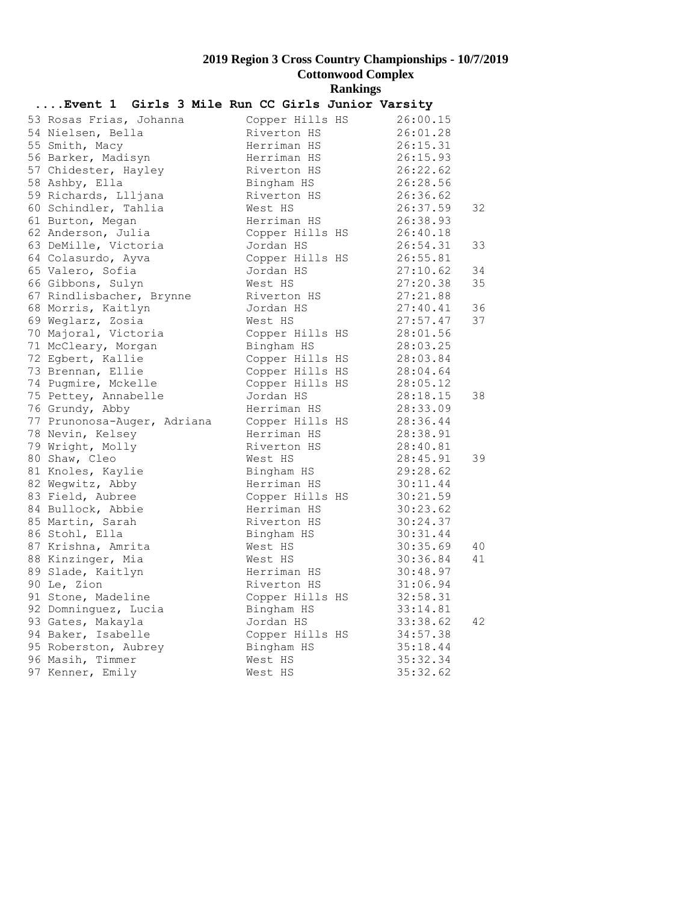# 2019 Region 3 Cross Country Championships - 10/7/2019

## Cottonwood Complex

## Rankings

### ....Event 1 Girls 3 Mile Run CC Girls Junior Varsity

| Place | Name | School | Time | Score |
|---|---|---|---|---|
| 53 | Rosas Frias, Johanna | Copper Hills HS | 26:00.15 | |
| 54 | Nielsen, Bella | Riverton HS | 26:01.28 | |
| 55 | Smith, Macy | Herriman HS | 26:15.31 | |
| 56 | Barker, Madisyn | Herriman HS | 26:15.93 | |
| 57 | Chidester, Hayley | Riverton HS | 26:22.62 | |
| 58 | Ashby, Ella | Bingham HS | 26:28.56 | |
| 59 | Richards, Llljana | Riverton HS | 26:36.62 | |
| 60 | Schindler, Tahlia | West HS | 26:37.59 | 32 |
| 61 | Burton, Megan | Herriman HS | 26:38.93 | |
| 62 | Anderson, Julia | Copper Hills HS | 26:40.18 | |
| 63 | DeMille, Victoria | Jordan HS | 26:54.31 | 33 |
| 64 | Colasurdo, Ayva | Copper Hills HS | 26:55.81 | |
| 65 | Valero, Sofia | Jordan HS | 27:10.62 | 34 |
| 66 | Gibbons, Sulyn | West HS | 27:20.38 | 35 |
| 67 | Rindlisbacher, Brynne | Riverton HS | 27:21.88 | |
| 68 | Morris, Kaitlyn | Jordan HS | 27:40.41 | 36 |
| 69 | Weglarz, Zosia | West HS | 27:57.47 | 37 |
| 70 | Majoral, Victoria | Copper Hills HS | 28:01.56 | |
| 71 | McCleary, Morgan | Bingham HS | 28:03.25 | |
| 72 | Egbert, Kallie | Copper Hills HS | 28:03.84 | |
| 73 | Brennan, Ellie | Copper Hills HS | 28:04.64 | |
| 74 | Pugmire, Mckelle | Copper Hills HS | 28:05.12 | |
| 75 | Pettey, Annabelle | Jordan HS | 28:18.15 | 38 |
| 76 | Grundy, Abby | Herriman HS | 28:33.09 | |
| 77 | Prunonosa-Auger, Adriana | Copper Hills HS | 28:36.44 | |
| 78 | Nevin, Kelsey | Herriman HS | 28:38.91 | |
| 79 | Wright, Molly | Riverton HS | 28:40.81 | |
| 80 | Shaw, Cleo | West HS | 28:45.91 | 39 |
| 81 | Knoles, Kaylie | Bingham HS | 29:28.62 | |
| 82 | Wegwitz, Abby | Herriman HS | 30:11.44 | |
| 83 | Field, Aubree | Copper Hills HS | 30:21.59 | |
| 84 | Bullock, Abbie | Herriman HS | 30:23.62 | |
| 85 | Martin, Sarah | Riverton HS | 30:24.37 | |
| 86 | Stohl, Ella | Bingham HS | 30:31.44 | |
| 87 | Krishna, Amrita | West HS | 30:35.69 | 40 |
| 88 | Kinzinger, Mia | West HS | 30:36.84 | 41 |
| 89 | Slade, Kaitlyn | Herriman HS | 30:48.97 | |
| 90 | Le, Zion | Riverton HS | 31:06.94 | |
| 91 | Stone, Madeline | Copper Hills HS | 32:58.31 | |
| 92 | Domninguez, Lucia | Bingham HS | 33:14.81 | |
| 93 | Gates, Makayla | Jordan HS | 33:38.62 | 42 |
| 94 | Baker, Isabelle | Copper Hills HS | 34:57.38 | |
| 95 | Roberston, Aubrey | Bingham HS | 35:18.44 | |
| 96 | Masih, Timmer | West HS | 35:32.34 | |
| 97 | Kenner, Emily | West HS | 35:32.62 | |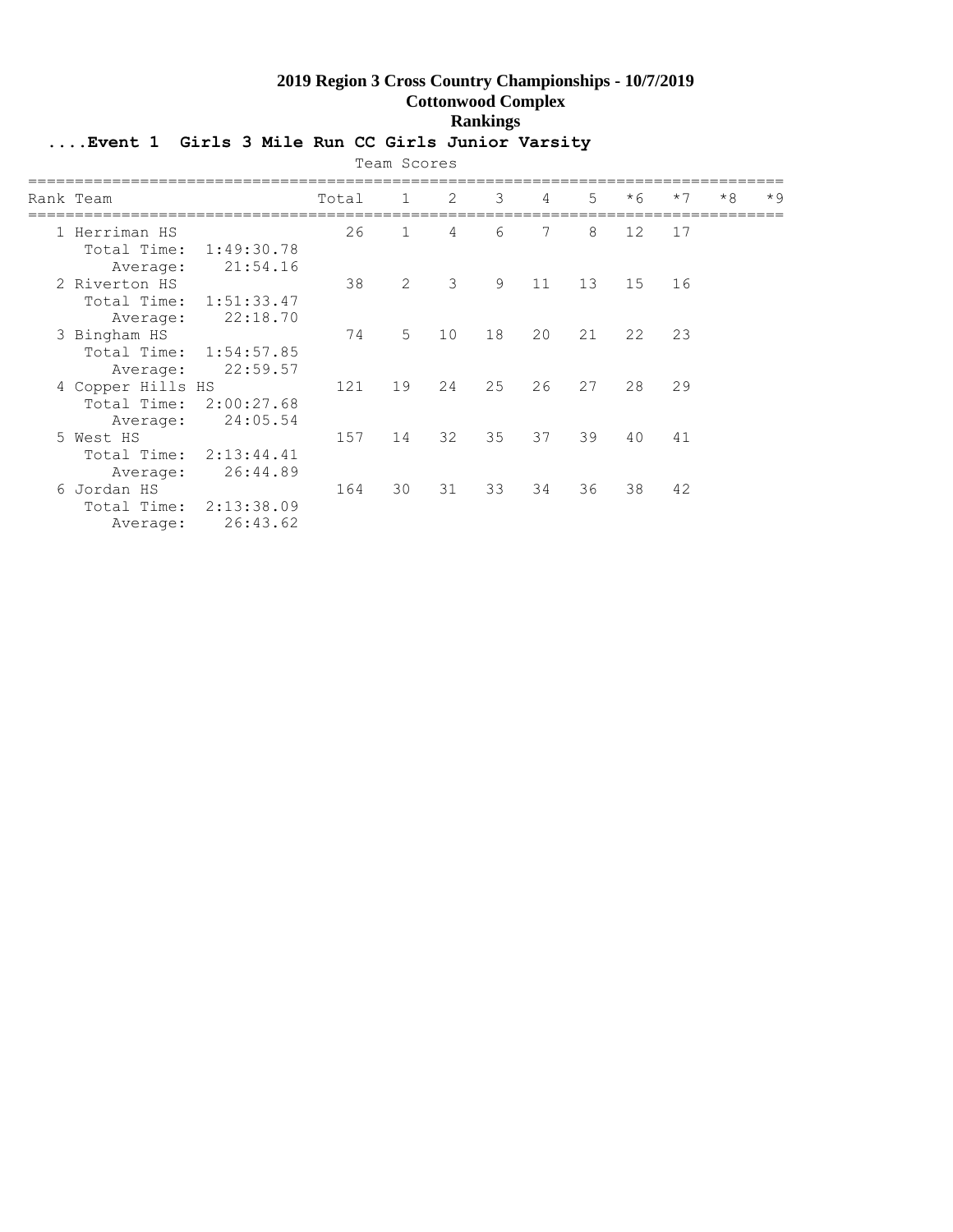# 2019 Region 3 Cross Country Championships - 10/7/2019

## Cottonwood Complex

## Rankings

### ....Event 1 Girls 3 Mile Run CC Girls Junior Varsity

Team Scores

| Rank | Team | Total | 1 | 2 | 3 | 4 | 5 | *6 | *7 | *8 | *9 |
|---|---|---|---|---|---|---|---|---|---|---|---|
| 1 | Herriman HS | 26 | 1 | 4 | 6 | 7 | 8 | 12 | 17 | | |
| | Total Time: 1:49:30.78 | | | | | | | | | | |
| | Average: 21:54.16 | | | | | | | | | | |
| 2 | Riverton HS | 38 | 2 | 3 | 9 | 11 | 13 | 15 | 16 | | |
| | Total Time: 1:51:33.47 | | | | | | | | | | |
| | Average: 22:18.70 | | | | | | | | | | |
| 3 | Bingham HS | 74 | 5 | 10 | 18 | 20 | 21 | 22 | 23 | | |
| | Total Time: 1:54:57.85 | | | | | | | | | | |
| | Average: 22:59.57 | | | | | | | | | | |
| 4 | Copper Hills HS | 121 | 19 | 24 | 25 | 26 | 27 | 28 | 29 | | |
| | Total Time: 2:00:27.68 | | | | | | | | | | |
| | Average: 24:05.54 | | | | | | | | | | |
| 5 | West HS | 157 | 14 | 32 | 35 | 37 | 39 | 40 | 41 | | |
| | Total Time: 2:13:44.41 | | | | | | | | | | |
| | Average: 26:44.89 | | | | | | | | | | |
| 6 | Jordan HS | 164 | 30 | 31 | 33 | 34 | 36 | 38 | 42 | | |
| | Total Time: 2:13:38.09 | | | | | | | | | | |
| | Average: 26:43.62 | | | | | | | | | | |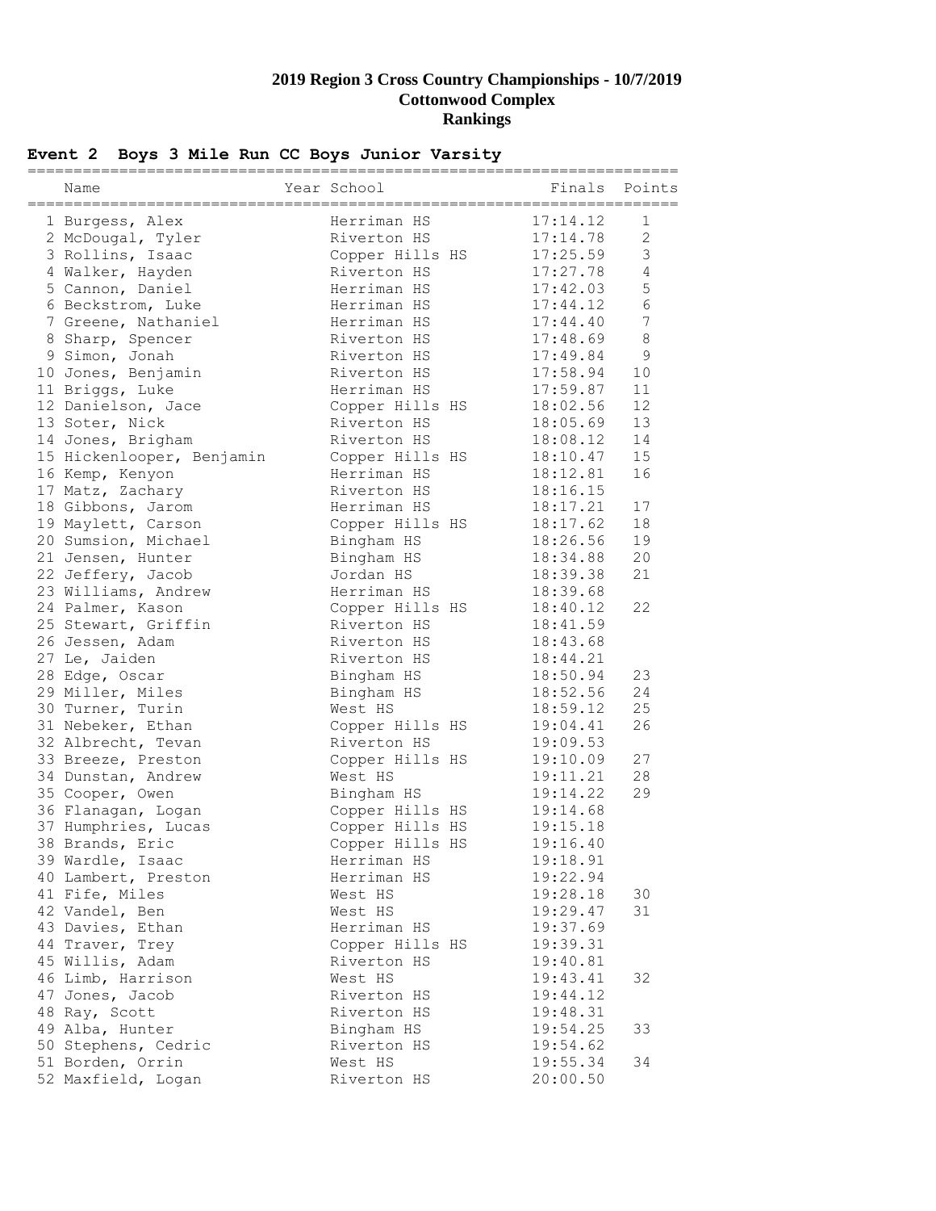# 2019 Region 3 Cross Country Championships - 10/7/2019
## Cottonwood Complex
## Rankings

### Event 2 Boys 3 Mile Run CC Boys Junior Varsity

| | Name | Year | School | Finals | Points |
|---|---|---|---|---|---|
| 1 | Burgess, Alex | | Herriman HS | 17:14.12 | 1 |
| 2 | McDougal, Tyler | | Riverton HS | 17:14.78 | 2 |
| 3 | Rollins, Isaac | | Copper Hills HS | 17:25.59 | 3 |
| 4 | Walker, Hayden | | Riverton HS | 17:27.78 | 4 |
| 5 | Cannon, Daniel | | Herriman HS | 17:42.03 | 5 |
| 6 | Beckstrom, Luke | | Herriman HS | 17:44.12 | 6 |
| 7 | Greene, Nathaniel | | Herriman HS | 17:44.40 | 7 |
| 8 | Sharp, Spencer | | Riverton HS | 17:48.69 | 8 |
| 9 | Simon, Jonah | | Riverton HS | 17:49.84 | 9 |
| 10 | Jones, Benjamin | | Riverton HS | 17:58.94 | 10 |
| 11 | Briggs, Luke | | Herriman HS | 17:59.87 | 11 |
| 12 | Danielson, Jace | | Copper Hills HS | 18:02.56 | 12 |
| 13 | Soter, Nick | | Riverton HS | 18:05.69 | 13 |
| 14 | Jones, Brigham | | Riverton HS | 18:08.12 | 14 |
| 15 | Hickenlooper, Benjamin | | Copper Hills HS | 18:10.47 | 15 |
| 16 | Kemp, Kenyon | | Herriman HS | 18:12.81 | 16 |
| 17 | Matz, Zachary | | Riverton HS | 18:16.15 | |
| 18 | Gibbons, Jarom | | Herriman HS | 18:17.21 | 17 |
| 19 | Maylett, Carson | | Copper Hills HS | 18:17.62 | 18 |
| 20 | Sumsion, Michael | | Bingham HS | 18:26.56 | 19 |
| 21 | Jensen, Hunter | | Bingham HS | 18:34.88 | 20 |
| 22 | Jeffery, Jacob | | Jordan HS | 18:39.38 | 21 |
| 23 | Williams, Andrew | | Herriman HS | 18:39.68 | |
| 24 | Palmer, Kason | | Copper Hills HS | 18:40.12 | 22 |
| 25 | Stewart, Griffin | | Riverton HS | 18:41.59 | |
| 26 | Jessen, Adam | | Riverton HS | 18:43.68 | |
| 27 | Le, Jaiden | | Riverton HS | 18:44.21 | |
| 28 | Edge, Oscar | | Bingham HS | 18:50.94 | 23 |
| 29 | Miller, Miles | | Bingham HS | 18:52.56 | 24 |
| 30 | Turner, Turin | | West HS | 18:59.12 | 25 |
| 31 | Nebeker, Ethan | | Copper Hills HS | 19:04.41 | 26 |
| 32 | Albrecht, Tevan | | Riverton HS | 19:09.53 | |
| 33 | Breeze, Preston | | Copper Hills HS | 19:10.09 | 27 |
| 34 | Dunstan, Andrew | | West HS | 19:11.21 | 28 |
| 35 | Cooper, Owen | | Bingham HS | 19:14.22 | 29 |
| 36 | Flanagan, Logan | | Copper Hills HS | 19:14.68 | |
| 37 | Humphries, Lucas | | Copper Hills HS | 19:15.18 | |
| 38 | Brands, Eric | | Copper Hills HS | 19:16.40 | |
| 39 | Wardle, Isaac | | Herriman HS | 19:18.91 | |
| 40 | Lambert, Preston | | Herriman HS | 19:22.94 | |
| 41 | Fife, Miles | | West HS | 19:28.18 | 30 |
| 42 | Vandel, Ben | | West HS | 19:29.47 | 31 |
| 43 | Davies, Ethan | | Herriman HS | 19:37.69 | |
| 44 | Traver, Trey | | Copper Hills HS | 19:39.31 | |
| 45 | Willis, Adam | | Riverton HS | 19:40.81 | |
| 46 | Limb, Harrison | | West HS | 19:43.41 | 32 |
| 47 | Jones, Jacob | | Riverton HS | 19:44.12 | |
| 48 | Ray, Scott | | Riverton HS | 19:48.31 | |
| 49 | Alba, Hunter | | Bingham HS | 19:54.25 | 33 |
| 50 | Stephens, Cedric | | Riverton HS | 19:54.62 | |
| 51 | Borden, Orrin | | West HS | 19:55.34 | 34 |
| 52 | Maxfield, Logan | | Riverton HS | 20:00.50 | |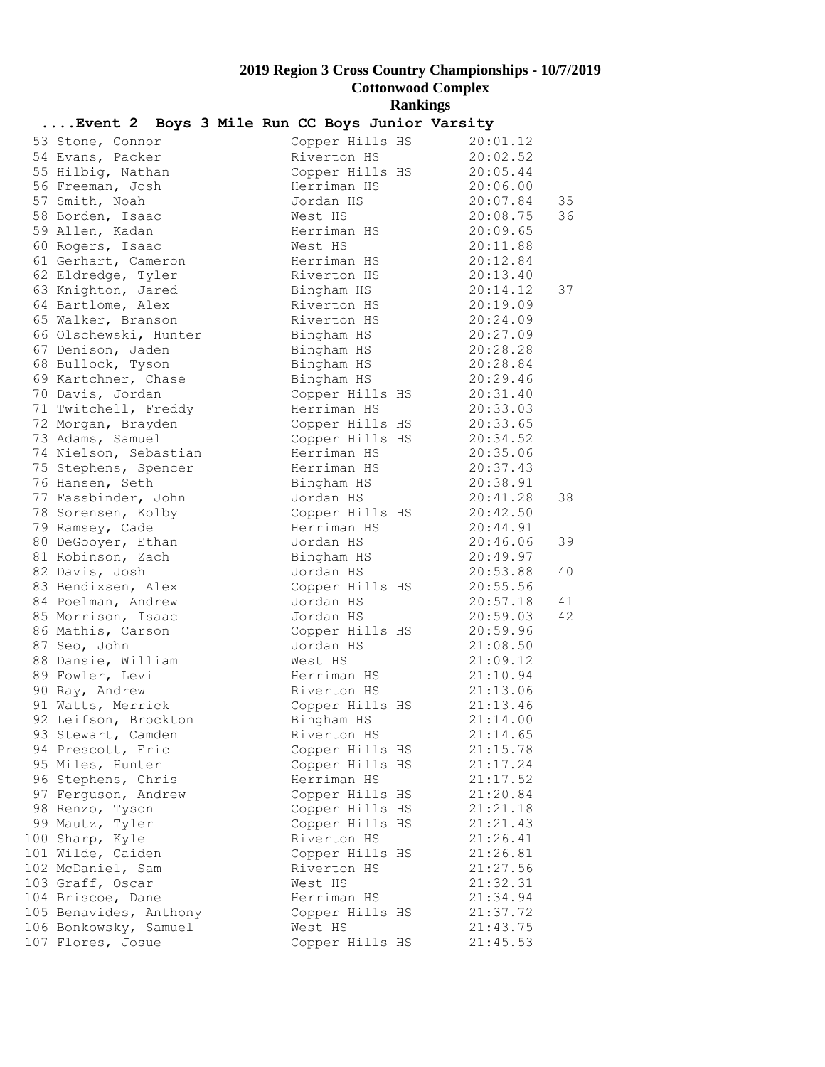# 2019 Region 3 Cross Country Championships - 10/7/2019

## Cottonwood Complex

## Rankings

### ....Event 2 Boys 3 Mile Run CC Boys Junior Varsity

| Place | Name | School | Time | Points |
|---|---|---|---|---|
| 53 | Stone, Connor | Copper Hills HS | 20:01.12 | |
| 54 | Evans, Packer | Riverton HS | 20:02.52 | |
| 55 | Hilbig, Nathan | Copper Hills HS | 20:05.44 | |
| 56 | Freeman, Josh | Herriman HS | 20:06.00 | |
| 57 | Smith, Noah | Jordan HS | 20:07.84 | 35 |
| 58 | Borden, Isaac | West HS | 20:08.75 | 36 |
| 59 | Allen, Kadan | Herriman HS | 20:09.65 | |
| 60 | Rogers, Isaac | West HS | 20:11.88 | |
| 61 | Gerhart, Cameron | Herriman HS | 20:12.84 | |
| 62 | Eldredge, Tyler | Riverton HS | 20:13.40 | |
| 63 | Knighton, Jared | Bingham HS | 20:14.12 | 37 |
| 64 | Bartlome, Alex | Riverton HS | 20:19.09 | |
| 65 | Walker, Branson | Riverton HS | 20:24.09 | |
| 66 | Olschewski, Hunter | Bingham HS | 20:27.09 | |
| 67 | Denison, Jaden | Bingham HS | 20:28.28 | |
| 68 | Bullock, Tyson | Bingham HS | 20:28.84 | |
| 69 | Kartchner, Chase | Bingham HS | 20:29.46 | |
| 70 | Davis, Jordan | Copper Hills HS | 20:31.40 | |
| 71 | Twitchell, Freddy | Herriman HS | 20:33.03 | |
| 72 | Morgan, Brayden | Copper Hills HS | 20:33.65 | |
| 73 | Adams, Samuel | Copper Hills HS | 20:34.52 | |
| 74 | Nielson, Sebastian | Herriman HS | 20:35.06 | |
| 75 | Stephens, Spencer | Herriman HS | 20:37.43 | |
| 76 | Hansen, Seth | Bingham HS | 20:38.91 | |
| 77 | Fassbinder, John | Jordan HS | 20:41.28 | 38 |
| 78 | Sorensen, Kolby | Copper Hills HS | 20:42.50 | |
| 79 | Ramsey, Cade | Herriman HS | 20:44.91 | |
| 80 | DeGooyer, Ethan | Jordan HS | 20:46.06 | 39 |
| 81 | Robinson, Zach | Bingham HS | 20:49.97 | |
| 82 | Davis, Josh | Jordan HS | 20:53.88 | 40 |
| 83 | Bendixsen, Alex | Copper Hills HS | 20:55.56 | |
| 84 | Poelman, Andrew | Jordan HS | 20:57.18 | 41 |
| 85 | Morrison, Isaac | Jordan HS | 20:59.03 | 42 |
| 86 | Mathis, Carson | Copper Hills HS | 20:59.96 | |
| 87 | Seo, John | Jordan HS | 21:08.50 | |
| 88 | Dansie, William | West HS | 21:09.12 | |
| 89 | Fowler, Levi | Herriman HS | 21:10.94 | |
| 90 | Ray, Andrew | Riverton HS | 21:13.06 | |
| 91 | Watts, Merrick | Copper Hills HS | 21:13.46 | |
| 92 | Leifson, Brockton | Bingham HS | 21:14.00 | |
| 93 | Stewart, Camden | Riverton HS | 21:14.65 | |
| 94 | Prescott, Eric | Copper Hills HS | 21:15.78 | |
| 95 | Miles, Hunter | Copper Hills HS | 21:17.24 | |
| 96 | Stephens, Chris | Herriman HS | 21:17.52 | |
| 97 | Ferguson, Andrew | Copper Hills HS | 21:20.84 | |
| 98 | Renzo, Tyson | Copper Hills HS | 21:21.18 | |
| 99 | Mautz, Tyler | Copper Hills HS | 21:21.43 | |
| 100 | Sharp, Kyle | Riverton HS | 21:26.41 | |
| 101 | Wilde, Caiden | Copper Hills HS | 21:26.81 | |
| 102 | McDaniel, Sam | Riverton HS | 21:27.56 | |
| 103 | Graff, Oscar | West HS | 21:32.31 | |
| 104 | Briscoe, Dane | Herriman HS | 21:34.94 | |
| 105 | Benavides, Anthony | Copper Hills HS | 21:37.72 | |
| 106 | Bonkowsky, Samuel | West HS | 21:43.75 | |
| 107 | Flores, Josue | Copper Hills HS | 21:45.53 | |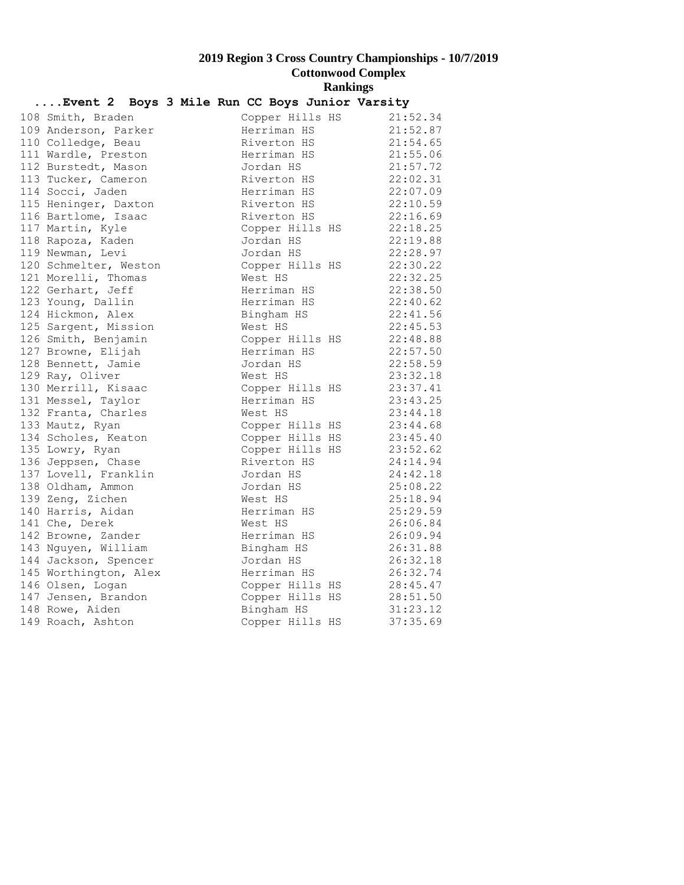# 2019 Region 3 Cross Country Championships - 10/7/2019

## Cottonwood Complex

## Rankings

**....Event 2 Boys 3 Mile Run CC Boys Junior Varsity**

| Place | Name | School | Time |
|---|---|---|---|
| 108 | Smith, Braden | Copper Hills HS | 21:52.34 |
| 109 | Anderson, Parker | Herriman HS | 21:52.87 |
| 110 | Colledge, Beau | Riverton HS | 21:54.65 |
| 111 | Wardle, Preston | Herriman HS | 21:55.06 |
| 112 | Burstedt, Mason | Jordan HS | 21:57.72 |
| 113 | Tucker, Cameron | Riverton HS | 22:02.31 |
| 114 | Socci, Jaden | Herriman HS | 22:07.09 |
| 115 | Heninger, Daxton | Riverton HS | 22:10.59 |
| 116 | Bartlome, Isaac | Riverton HS | 22:16.69 |
| 117 | Martin, Kyle | Copper Hills HS | 22:18.25 |
| 118 | Rapoza, Kaden | Jordan HS | 22:19.88 |
| 119 | Newman, Levi | Jordan HS | 22:28.97 |
| 120 | Schmelter, Weston | Copper Hills HS | 22:30.22 |
| 121 | Morelli, Thomas | West HS | 22:32.25 |
| 122 | Gerhart, Jeff | Herriman HS | 22:38.50 |
| 123 | Young, Dallin | Herriman HS | 22:40.62 |
| 124 | Hickmon, Alex | Bingham HS | 22:41.56 |
| 125 | Sargent, Mission | West HS | 22:45.53 |
| 126 | Smith, Benjamin | Copper Hills HS | 22:48.88 |
| 127 | Browne, Elijah | Herriman HS | 22:57.50 |
| 128 | Bennett, Jamie | Jordan HS | 22:58.59 |
| 129 | Ray, Oliver | West HS | 23:32.18 |
| 130 | Merrill, Kisaac | Copper Hills HS | 23:37.41 |
| 131 | Messel, Taylor | Herriman HS | 23:43.25 |
| 132 | Franta, Charles | West HS | 23:44.18 |
| 133 | Mautz, Ryan | Copper Hills HS | 23:44.68 |
| 134 | Scholes, Keaton | Copper Hills HS | 23:45.40 |
| 135 | Lowry, Ryan | Copper Hills HS | 23:52.62 |
| 136 | Jeppsen, Chase | Riverton HS | 24:14.94 |
| 137 | Lovell, Franklin | Jordan HS | 24:42.18 |
| 138 | Oldham, Ammon | Jordan HS | 25:08.22 |
| 139 | Zeng, Zichen | West HS | 25:18.94 |
| 140 | Harris, Aidan | Herriman HS | 25:29.59 |
| 141 | Che, Derek | West HS | 26:06.84 |
| 142 | Browne, Zander | Herriman HS | 26:09.94 |
| 143 | Nguyen, William | Bingham HS | 26:31.88 |
| 144 | Jackson, Spencer | Jordan HS | 26:32.18 |
| 145 | Worthington, Alex | Herriman HS | 26:32.74 |
| 146 | Olsen, Logan | Copper Hills HS | 28:45.47 |
| 147 | Jensen, Brandon | Copper Hills HS | 28:51.50 |
| 148 | Rowe, Aiden | Bingham HS | 31:23.12 |
| 149 | Roach, Ashton | Copper Hills HS | 37:35.69 |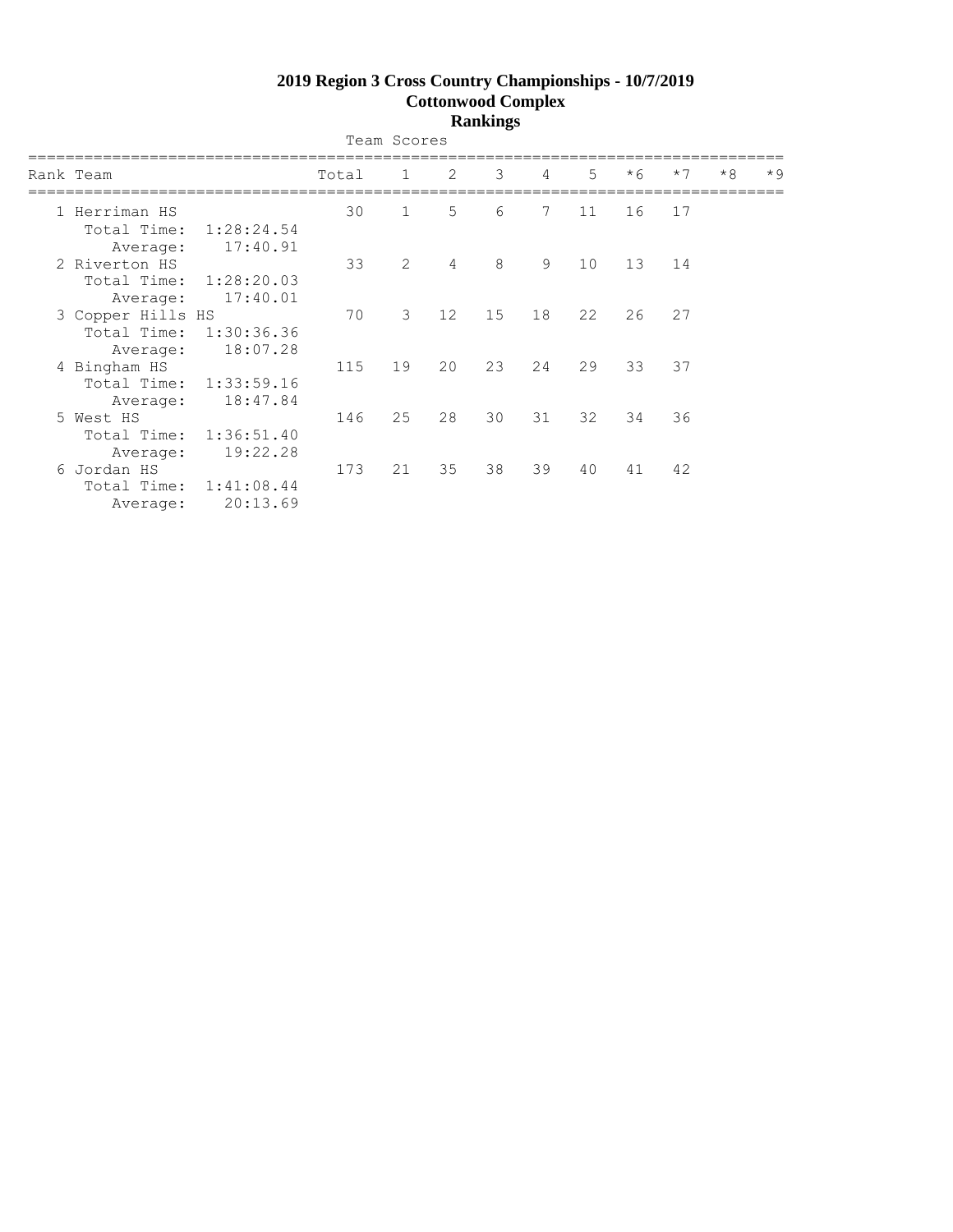# 2019 Region 3 Cross Country Championships - 10/7/2019

## Cottonwood Complex

## Rankings

Team Scores

| Rank | Team | Total | 1 | 2 | 3 | 4 | 5 | *6 | *7 | *8 | *9 |
|---|---|---|---|---|---|---|---|---|---|---|---|
| 1 | Herriman HS | 30 | 1 | 5 | 6 | 7 | 11 | 16 | 17 | | |
| | Total Time: 1:28:24.54 | | | | | | | | | | |
| | Average: 17:40.91 | | | | | | | | | | |
| 2 | Riverton HS | 33 | 2 | 4 | 8 | 9 | 10 | 13 | 14 | | |
| | Total Time: 1:28:20.03 | | | | | | | | | | |
| | Average: 17:40.01 | | | | | | | | | | |
| 3 | Copper Hills HS | 70 | 3 | 12 | 15 | 18 | 22 | 26 | 27 | | |
| | Total Time: 1:30:36.36 | | | | | | | | | | |
| | Average: 18:07.28 | | | | | | | | | | |
| 4 | Bingham HS | 115 | 19 | 20 | 23 | 24 | 29 | 33 | 37 | | |
| | Total Time: 1:33:59.16 | | | | | | | | | | |
| | Average: 18:47.84 | | | | | | | | | | |
| 5 | West HS | 146 | 25 | 28 | 30 | 31 | 32 | 34 | 36 | | |
| | Total Time: 1:36:51.40 | | | | | | | | | | |
| | Average: 19:22.28 | | | | | | | | | | |
| 6 | Jordan HS | 173 | 21 | 35 | 38 | 39 | 40 | 41 | 42 | | |
| | Total Time: 1:41:08.44 | | | | | | | | | | |
| | Average: 20:13.69 | | | | | | | | | | |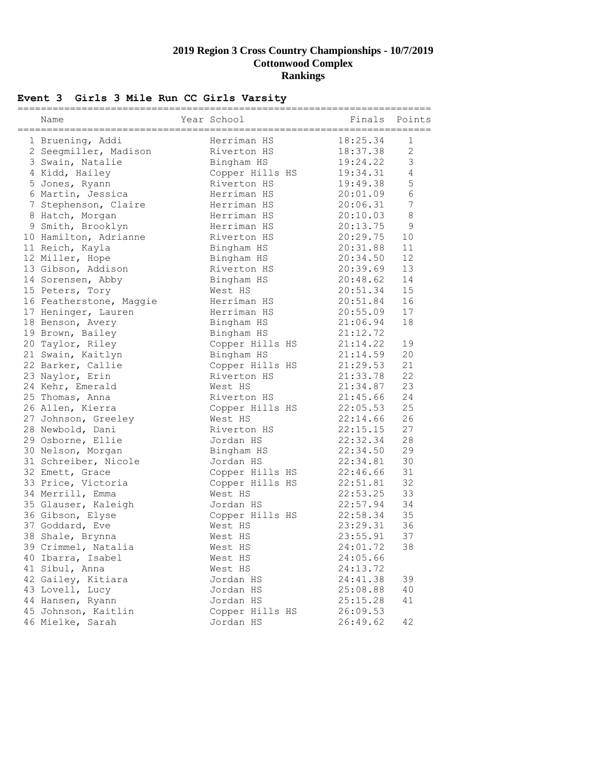# 2019 Region 3 Cross Country Championships - 10/7/2019
## Cottonwood Complex
## Rankings

### Event 3 Girls 3 Mile Run CC Girls Varsity

| | Name | Year | School | Finals | Points |
|---|---|---|---|---|---|
| 1 | Bruening, Addi | | Herriman HS | 18:25.34 | 1 |
| 2 | Seegmiller, Madison | | Riverton HS | 18:37.38 | 2 |
| 3 | Swain, Natalie | | Bingham HS | 19:24.22 | 3 |
| 4 | Kidd, Hailey | | Copper Hills HS | 19:34.31 | 4 |
| 5 | Jones, Ryann | | Riverton HS | 19:49.38 | 5 |
| 6 | Martin, Jessica | | Herriman HS | 20:01.09 | 6 |
| 7 | Stephenson, Claire | | Herriman HS | 20:06.31 | 7 |
| 8 | Hatch, Morgan | | Herriman HS | 20:10.03 | 8 |
| 9 | Smith, Brooklyn | | Herriman HS | 20:13.75 | 9 |
| 10 | Hamilton, Adrianne | | Riverton HS | 20:29.75 | 10 |
| 11 | Reich, Kayla | | Bingham HS | 20:31.88 | 11 |
| 12 | Miller, Hope | | Bingham HS | 20:34.50 | 12 |
| 13 | Gibson, Addison | | Riverton HS | 20:39.69 | 13 |
| 14 | Sorensen, Abby | | Bingham HS | 20:48.62 | 14 |
| 15 | Peters, Tory | | West HS | 20:51.34 | 15 |
| 16 | Featherstone, Maggie | | Herriman HS | 20:51.84 | 16 |
| 17 | Heninger, Lauren | | Herriman HS | 20:55.09 | 17 |
| 18 | Benson, Avery | | Bingham HS | 21:06.94 | 18 |
| 19 | Brown, Bailey | | Bingham HS | 21:12.72 | |
| 20 | Taylor, Riley | | Copper Hills HS | 21:14.22 | 19 |
| 21 | Swain, Kaitlyn | | Bingham HS | 21:14.59 | 20 |
| 22 | Barker, Callie | | Copper Hills HS | 21:29.53 | 21 |
| 23 | Naylor, Erin | | Riverton HS | 21:33.78 | 22 |
| 24 | Kehr, Emerald | | West HS | 21:34.87 | 23 |
| 25 | Thomas, Anna | | Riverton HS | 21:45.66 | 24 |
| 26 | Allen, Kierra | | Copper Hills HS | 22:05.53 | 25 |
| 27 | Johnson, Greeley | | West HS | 22:14.66 | 26 |
| 28 | Newbold, Dani | | Riverton HS | 22:15.15 | 27 |
| 29 | Osborne, Ellie | | Jordan HS | 22:32.34 | 28 |
| 30 | Nelson, Morgan | | Bingham HS | 22:34.50 | 29 |
| 31 | Schreiber, Nicole | | Jordan HS | 22:34.81 | 30 |
| 32 | Emett, Grace | | Copper Hills HS | 22:46.66 | 31 |
| 33 | Price, Victoria | | Copper Hills HS | 22:51.81 | 32 |
| 34 | Merrill, Emma | | West HS | 22:53.25 | 33 |
| 35 | Glauser, Kaleigh | | Jordan HS | 22:57.94 | 34 |
| 36 | Gibson, Elyse | | Copper Hills HS | 22:58.34 | 35 |
| 37 | Goddard, Eve | | West HS | 23:29.31 | 36 |
| 38 | Shale, Brynna | | West HS | 23:55.91 | 37 |
| 39 | Crimmel, Natalia | | West HS | 24:01.72 | 38 |
| 40 | Ibarra, Isabel | | West HS | 24:05.66 | |
| 41 | Sibul, Anna | | West HS | 24:13.72 | |
| 42 | Gailey, Kitiara | | Jordan HS | 24:41.38 | 39 |
| 43 | Lovell, Lucy | | Jordan HS | 25:08.88 | 40 |
| 44 | Hansen, Ryann | | Jordan HS | 25:15.28 | 41 |
| 45 | Johnson, Kaitlin | | Copper Hills HS | 26:09.53 | |
| 46 | Mielke, Sarah | | Jordan HS | 26:49.62 | 42 |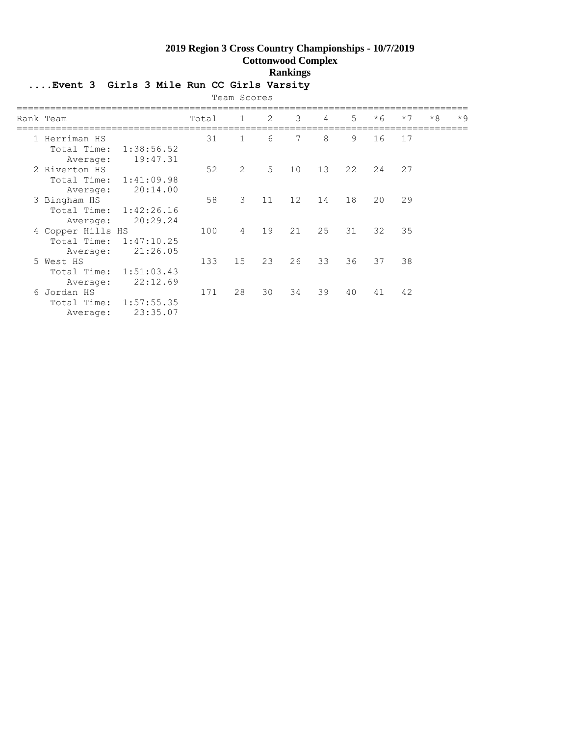# 2019 Region 3 Cross Country Championships - 10/7/2019

## Cottonwood Complex

## Rankings

### ....Event 3 Girls 3 Mile Run CC Girls Varsity

Team Scores

| Rank | Team | Total | 1 | 2 | 3 | 4 | 5 | *6 | *7 | *8 | *9 |
|---|---|---|---|---|---|---|---|---|---|---|---|
| 1 | Herriman HS | 31 | 1 | 6 | 7 | 8 | 9 | 16 | 17 | | |
| | Total Time: 1:38:56.52 | | | | | | | | | | |
| | Average: 19:47.31 | | | | | | | | | | |
| 2 | Riverton HS | 52 | 2 | 5 | 10 | 13 | 22 | 24 | 27 | | |
| | Total Time: 1:41:09.98 | | | | | | | | | | |
| | Average: 20:14.00 | | | | | | | | | | |
| 3 | Bingham HS | 58 | 3 | 11 | 12 | 14 | 18 | 20 | 29 | | |
| | Total Time: 1:42:26.16 | | | | | | | | | | |
| | Average: 20:29.24 | | | | | | | | | | |
| 4 | Copper Hills HS | 100 | 4 | 19 | 21 | 25 | 31 | 32 | 35 | | |
| | Total Time: 1:47:10.25 | | | | | | | | | | |
| | Average: 21:26.05 | | | | | | | | | | |
| 5 | West HS | 133 | 15 | 23 | 26 | 33 | 36 | 37 | 38 | | |
| | Total Time: 1:51:03.43 | | | | | | | | | | |
| | Average: 22:12.69 | | | | | | | | | | |
| 6 | Jordan HS | 171 | 28 | 30 | 34 | 39 | 40 | 41 | 42 | | |
| | Total Time: 1:57:55.35 | | | | | | | | | | |
| | Average: 23:35.07 | | | | | | | | | | |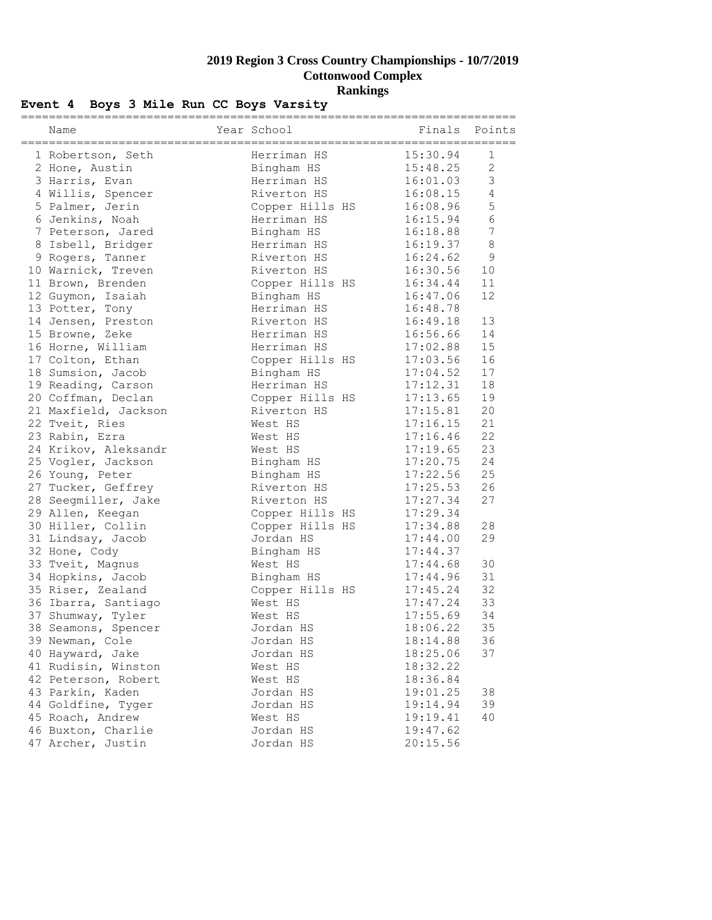# 2019 Region 3 Cross Country Championships - 10/7/2019

## Cottonwood Complex

## Rankings

### Event 4 Boys 3 Mile Run CC Boys Varsity

| | Name | Year | School | Finals | Points |
|---|---|---|---|---|---|
| 1 | Robertson, Seth | | Herriman HS | 15:30.94 | 1 |
| 2 | Hone, Austin | | Bingham HS | 15:48.25 | 2 |
| 3 | Harris, Evan | | Herriman HS | 16:01.03 | 3 |
| 4 | Willis, Spencer | | Riverton HS | 16:08.15 | 4 |
| 5 | Palmer, Jerin | | Copper Hills HS | 16:08.96 | 5 |
| 6 | Jenkins, Noah | | Herriman HS | 16:15.94 | 6 |
| 7 | Peterson, Jared | | Bingham HS | 16:18.88 | 7 |
| 8 | Isbell, Bridger | | Herriman HS | 16:19.37 | 8 |
| 9 | Rogers, Tanner | | Riverton HS | 16:24.62 | 9 |
| 10 | Warnick, Treven | | Riverton HS | 16:30.56 | 10 |
| 11 | Brown, Brenden | | Copper Hills HS | 16:34.44 | 11 |
| 12 | Guymon, Isaiah | | Bingham HS | 16:47.06 | 12 |
| 13 | Potter, Tony | | Herriman HS | 16:48.78 | |
| 14 | Jensen, Preston | | Riverton HS | 16:49.18 | 13 |
| 15 | Browne, Zeke | | Herriman HS | 16:56.66 | 14 |
| 16 | Horne, William | | Herriman HS | 17:02.88 | 15 |
| 17 | Colton, Ethan | | Copper Hills HS | 17:03.56 | 16 |
| 18 | Sumsion, Jacob | | Bingham HS | 17:04.52 | 17 |
| 19 | Reading, Carson | | Herriman HS | 17:12.31 | 18 |
| 20 | Coffman, Declan | | Copper Hills HS | 17:13.65 | 19 |
| 21 | Maxfield, Jackson | | Riverton HS | 17:15.81 | 20 |
| 22 | Tveit, Ries | | West HS | 17:16.15 | 21 |
| 23 | Rabin, Ezra | | West HS | 17:16.46 | 22 |
| 24 | Krikov, Aleksandr | | West HS | 17:19.65 | 23 |
| 25 | Vogler, Jackson | | Bingham HS | 17:20.75 | 24 |
| 26 | Young, Peter | | Bingham HS | 17:22.56 | 25 |
| 27 | Tucker, Geffrey | | Riverton HS | 17:25.53 | 26 |
| 28 | Seegmiller, Jake | | Riverton HS | 17:27.34 | 27 |
| 29 | Allen, Keegan | | Copper Hills HS | 17:29.34 | |
| 30 | Hiller, Collin | | Copper Hills HS | 17:34.88 | 28 |
| 31 | Lindsay, Jacob | | Jordan HS | 17:44.00 | 29 |
| 32 | Hone, Cody | | Bingham HS | 17:44.37 | |
| 33 | Tveit, Magnus | | West HS | 17:44.68 | 30 |
| 34 | Hopkins, Jacob | | Bingham HS | 17:44.96 | 31 |
| 35 | Riser, Zealand | | Copper Hills HS | 17:45.24 | 32 |
| 36 | Ibarra, Santiago | | West HS | 17:47.24 | 33 |
| 37 | Shumway, Tyler | | West HS | 17:55.69 | 34 |
| 38 | Seamons, Spencer | | Jordan HS | 18:06.22 | 35 |
| 39 | Newman, Cole | | Jordan HS | 18:14.88 | 36 |
| 40 | Hayward, Jake | | Jordan HS | 18:25.06 | 37 |
| 41 | Rudisin, Winston | | West HS | 18:32.22 | |
| 42 | Peterson, Robert | | West HS | 18:36.84 | |
| 43 | Parkin, Kaden | | Jordan HS | 19:01.25 | 38 |
| 44 | Goldfine, Tyger | | Jordan HS | 19:14.94 | 39 |
| 45 | Roach, Andrew | | West HS | 19:19.41 | 40 |
| 46 | Buxton, Charlie | | Jordan HS | 19:47.62 | |
| 47 | Archer, Justin | | Jordan HS | 20:15.56 | |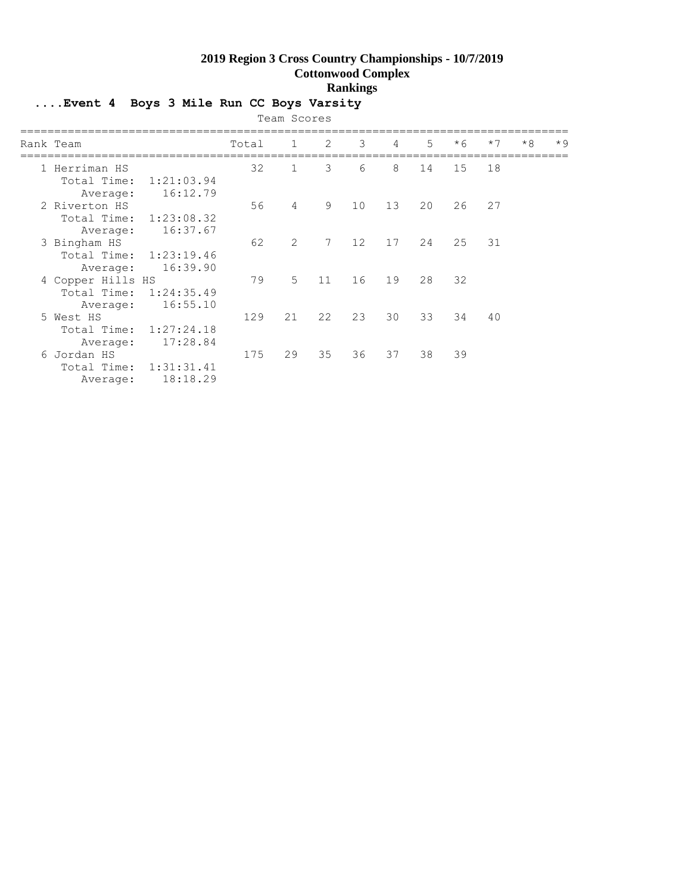# 2019 Region 3 Cross Country Championships - 10/7/2019

## Cottonwood Complex

## Rankings

### ....Event 4 Boys 3 Mile Run CC Boys Varsity

Team Scores

| Rank | Team | Total | 1 | 2 | 3 | 4 | 5 | *6 | *7 | *8 | *9 |
|---|---|---|---|---|---|---|---|---|---|---|---|
| 1 | Herriman HS | 32 | 1 | 3 | 6 | 8 | 14 | 15 | 18 | | |
| | Total Time: 1:21:03.94 | | | | | | | | | | |
| | Average: 16:12.79 | | | | | | | | | | |
| 2 | Riverton HS | 56 | 4 | 9 | 10 | 13 | 20 | 26 | 27 | | |
| | Total Time: 1:23:08.32 | | | | | | | | | | |
| | Average: 16:37.67 | | | | | | | | | | |
| 3 | Bingham HS | 62 | 2 | 7 | 12 | 17 | 24 | 25 | 31 | | |
| | Total Time: 1:23:19.46 | | | | | | | | | | |
| | Average: 16:39.90 | | | | | | | | | | |
| 4 | Copper Hills HS | 79 | 5 | 11 | 16 | 19 | 28 | 32 | | | |
| | Total Time: 1:24:35.49 | | | | | | | | | | |
| | Average: 16:55.10 | | | | | | | | | | |
| 5 | West HS | 129 | 21 | 22 | 23 | 30 | 33 | 34 | 40 | | |
| | Total Time: 1:27:24.18 | | | | | | | | | | |
| | Average: 17:28.84 | | | | | | | | | | |
| 6 | Jordan HS | 175 | 29 | 35 | 36 | 37 | 38 | 39 | | | |
| | Total Time: 1:31:31.41 | | | | | | | | | | |
| | Average: 18:18.29 | | | | | | | | | | |